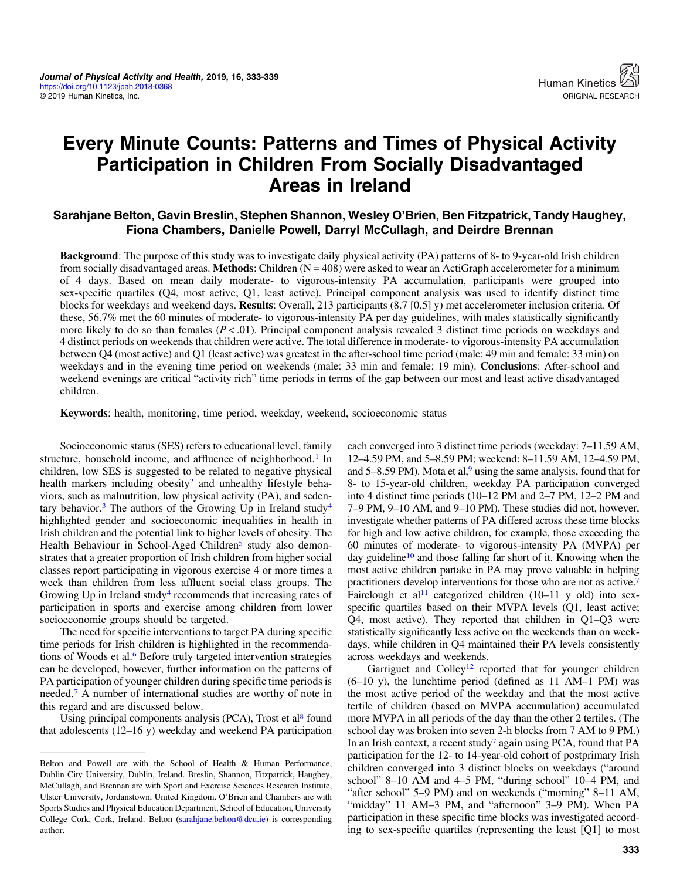# Every Minute Counts: Patterns and Times of Physical Activity Participation in Children From Socially Disadvantaged Areas in Ireland

**Sarahjane Belton, Gavin Breslin, Stephen Shannon, Wesley O'Brien, Ben Fitzpatrick, Tandy Haughey, Fiona Chambers, Danielle Powell, Darryl McCullagh, and Deirdre Brennan**

**Background**: The purpose of this study was to investigate daily physical activity (PA) patterns of 8- to 9-year-old Irish children from socially disadvantaged areas. **Methods**: Children (N = 408) were asked to wear an ActiGraph accelerometer for a minimum of 4 days. Based on mean daily moderate- to vigorous-intensity PA accumulation, participants were grouped into sex-specific quartiles (Q4, most active; Q1, least active). Principal component analysis was used to identify distinct time blocks for weekdays and weekend days. **Results**: Overall, 213 participants (8.7 [0.5] y) met accelerometer inclusion criteria. Of these, 56.7% met the 60 minutes of moderate- to vigorous-intensity PA per day guidelines, with males statistically significantly more likely to do so than females ($P < .01$). Principal component analysis revealed 3 distinct time periods on weekdays and 4 distinct periods on weekends that children were active. The total difference in moderate- to vigorous-intensity PA accumulation between Q4 (most active) and Q1 (least active) was greatest in the after-school time period (male: 49 min and female: 33 min) on weekdays and in the evening time period on weekends (male: 33 min and female: 19 min). **Conclusions**: After-school and weekend evenings are critical "activity rich" time periods in terms of the gap between our most and least active disadvantaged children.

**Keywords**: health, monitoring, time period, weekday, weekend, socioeconomic status

Socioeconomic status (SES) refers to educational level, family structure, household income, and affluence of neighborhood.[1] In children, low SES is suggested to be related to negative physical health markers including obesity[2] and unhealthy lifestyle behaviors, such as malnutrition, low physical activity (PA), and sedentary behavior.[3] The authors of the Growing Up in Ireland study[4] highlighted gender and socioeconomic inequalities in health in Irish children and the potential link to higher levels of obesity. The Health Behaviour in School-Aged Children[5] study also demonstrates that a greater proportion of Irish children from higher social classes report participating in vigorous exercise 4 or more times a week than children from less affluent social class groups. The Growing Up in Ireland study[4] recommends that increasing rates of participation in sports and exercise among children from lower socioeconomic groups should be targeted.

The need for specific interventions to target PA during specific time periods for Irish children is highlighted in the recommendations of Woods et al.[6] Before truly targeted intervention strategies can be developed, however, further information on the patterns of PA participation of younger children during specific time periods is needed.[7] A number of international studies are worthy of note in this regard and are discussed below.

Using principal components analysis (PCA), Trost et al[8] found that adolescents (12–16 y) weekday and weekend PA participation each converged into 3 distinct time periods (weekday: 7–11.59 AM, 12–4.59 PM, and 5–8.59 PM; weekend: 8–11.59 AM, 12–4.59 PM, and 5–8.59 PM). Mota et al,[9] using the same analysis, found that for 8- to 15-year-old children, weekday PA participation converged into 4 distinct time periods (10–12 PM and 2–7 PM, 12–2 PM and 7–9 PM, 9–10 AM, and 9–10 PM). These studies did not, however, investigate whether patterns of PA differed across these time blocks for high and low active children, for example, those exceeding the 60 minutes of moderate- to vigorous-intensity PA (MVPA) per day guideline[10] and those falling far short of it. Knowing when the most active children partake in PA may prove valuable in helping practitioners develop interventions for those who are not as active.[7] Fairclough et al[11] categorized children (10–11 y old) into sex-specific quartiles based on their MVPA levels (Q1, least active; Q4, most active). They reported that children in Q1–Q3 were statistically significantly less active on the weekends than on weekdays, while children in Q4 maintained their PA levels consistently across weekdays and weekends.

Garriguet and Colley[12] reported that for younger children (6–10 y), the lunchtime period (defined as 11 AM–1 PM) was the most active period of the weekday and that the most active tertile of children (based on MVPA accumulation) accumulated more MVPA in all periods of the day than the other 2 tertiles. (The school day was broken into seven 2-h blocks from 7 AM to 9 PM.) In an Irish context, a recent study[7] again using PCA, found that PA participation for the 12- to 14-year-old cohort of postprimary Irish children converged into 3 distinct blocks on weekdays ("around school" 8–10 AM and 4–5 PM, "during school" 10–4 PM, and "after school" 5–9 PM) and on weekends ("morning" 8–11 AM, "midday" 11 AM–3 PM, and "afternoon" 3–9 PM). When PA participation in these specific time blocks was investigated according to sex-specific quartiles (representing the least [Q1] to most

---

Belton and Powell are with the School of Health & Human Performance, Dublin City University, Dublin, Ireland. Breslin, Shannon, Fitzpatrick, Haughey, McCullagh, and Brennan are with Sport and Exercise Sciences Research Institute, Ulster University, Jordanstown, United Kingdom. O'Brien and Chambers are with Sports Studies and Physical Education Department, School of Education, University College Cork, Cork, Ireland. Belton (sarahjane.belton@dcu.ie) is corresponding author.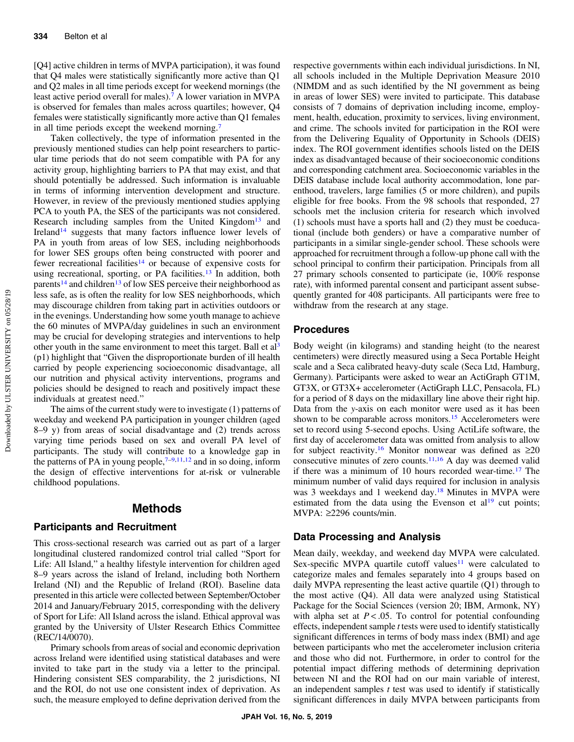[Q4] active children in terms of MVPA participation), it was found that Q4 males were statistically significantly more active than Q1 and Q2 males in all time periods except for weekend mornings (the least active period overall for males).[7] A lower variation in MVPA is observed for females than males across quartiles; however, Q4 females were statistically significantly more active than Q1 females in all time periods except the weekend morning.[7]

Taken collectively, the type of information presented in the previously mentioned studies can help point researchers to particular time periods that do not seem compatible with PA for any activity group, highlighting barriers to PA that may exist, and that should potentially be addressed. Such information is invaluable in terms of informing intervention development and structure. However, in review of the previously mentioned studies applying PCA to youth PA, the SES of the participants was not considered. Research including samples from the United Kingdom[13] and Ireland[14] suggests that many factors influence lower levels of PA in youth from areas of low SES, including neighborhoods for lower SES groups often being constructed with poorer and fewer recreational facilities[14] or because of expensive costs for using recreational, sporting, or PA facilities.[13] In addition, both parents[14] and children[13] of low SES perceive their neighborhood as less safe, as is often the reality for low SES neighborhoods, which may discourage children from taking part in activities outdoors or in the evenings. Understanding how some youth manage to achieve the 60 minutes of MVPA/day guidelines in such an environment may be crucial for developing strategies and interventions to help other youth in the same environment to meet this target. Ball et al[3] (p1) highlight that "Given the disproportionate burden of ill health carried by people experiencing socioeconomic disadvantage, all our nutrition and physical activity interventions, programs and policies should be designed to reach and positively impact these individuals at greatest need."

The aims of the current study were to investigate (1) patterns of weekday and weekend PA participation in younger children (aged 8–9 y) from areas of social disadvantage and (2) trends across varying time periods based on sex and overall PA level of participants. The study will contribute to a knowledge gap in the patterns of PA in young people,[7–9,11,12] and in so doing, inform the design of effective interventions for at-risk or vulnerable childhood populations.

## Methods

### Participants and Recruitment

This cross-sectional research was carried out as part of a larger longitudinal clustered randomized control trial called "Sport for Life: All Island," a healthy lifestyle intervention for children aged 8–9 years across the island of Ireland, including both Northern Ireland (NI) and the Republic of Ireland (ROI). Baseline data presented in this article were collected between September/October 2014 and January/February 2015, corresponding with the delivery of Sport for Life: All Island across the island. Ethical approval was granted by the University of Ulster Research Ethics Committee (REC/14/0070).

Primary schools from areas of social and economic deprivation across Ireland were identified using statistical databases and were invited to take part in the study via a letter to the principal. Hindering consistent SES comparability, the 2 jurisdictions, NI and the ROI, do not use one consistent index of deprivation. As such, the measure employed to define deprivation derived from the respective governments within each individual jurisdictions. In NI, all schools included in the Multiple Deprivation Measure 2010 (NIMDM and as such identified by the NI government as being in areas of lower SES) were invited to participate. This database consists of 7 domains of deprivation including income, employment, health, education, proximity to services, living environment, and crime. The schools invited for participation in the ROI were from the Delivering Equality of Opportunity in Schools (DEIS) index. The ROI government identifies schools listed on the DEIS index as disadvantaged because of their socioeconomic conditions and corresponding catchment area. Socioeconomic variables in the DEIS database include local authority accommodation, lone parenthood, travelers, large families (5 or more children), and pupils eligible for free books. From the 98 schools that responded, 27 schools met the inclusion criteria for research which involved (1) schools must have a sports hall and (2) they must be coeducational (include both genders) or have a comparative number of participants in a similar single-gender school. These schools were approached for recruitment through a follow-up phone call with the school principal to confirm their participation. Principals from all 27 primary schools consented to participate (ie, 100% response rate), with informed parental consent and participant assent subsequently granted for 408 participants. All participants were free to withdraw from the research at any stage.

### Procedures

Body weight (in kilograms) and standing height (to the nearest centimeters) were directly measured using a Seca Portable Height scale and a Seca calibrated heavy-duty scale (Seca Ltd, Hamburg, Germany). Participants were asked to wear an ActiGraph GT1M, GT3X, or GT3X+ accelerometer (ActiGraph LLC, Pensacola, FL) for a period of 8 days on the midaxillary line above their right hip. Data from the *y*-axis on each monitor were used as it has been shown to be comparable across monitors.[15] Accelerometers were set to record using 5-second epochs. Using ActiLife software, the first day of accelerometer data was omitted from analysis to allow for subject reactivity.[16] Monitor nonwear was defined as ≥20 consecutive minutes of zero counts.[11,16] A day was deemed valid if there was a minimum of 10 hours recorded wear-time.[17] The minimum number of valid days required for inclusion in analysis was 3 weekdays and 1 weekend day.[18] Minutes in MVPA were estimated from the data using the Evenson et al[19] cut points; MVPA: ≥2296 counts/min.

### Data Processing and Analysis

Mean daily, weekday, and weekend day MVPA were calculated. Sex-specific MVPA quartile cutoff values[11] were calculated to categorize males and females separately into 4 groups based on daily MVPA representing the least active quartile (Q1) through to the most active (Q4). All data were analyzed using Statistical Package for the Social Sciences (version 20; IBM, Armonk, NY) with alpha set at $P < .05$. To control for potential confounding effects, independent sample *t* tests were used to identify statistically significant differences in terms of body mass index (BMI) and age between participants who met the accelerometer inclusion criteria and those who did not. Furthermore, in order to control for the potential impact differing methods of determining deprivation between NI and the ROI had on our main variable of interest, an independent samples *t* test was used to identify if statistically significant differences in daily MVPA between participants from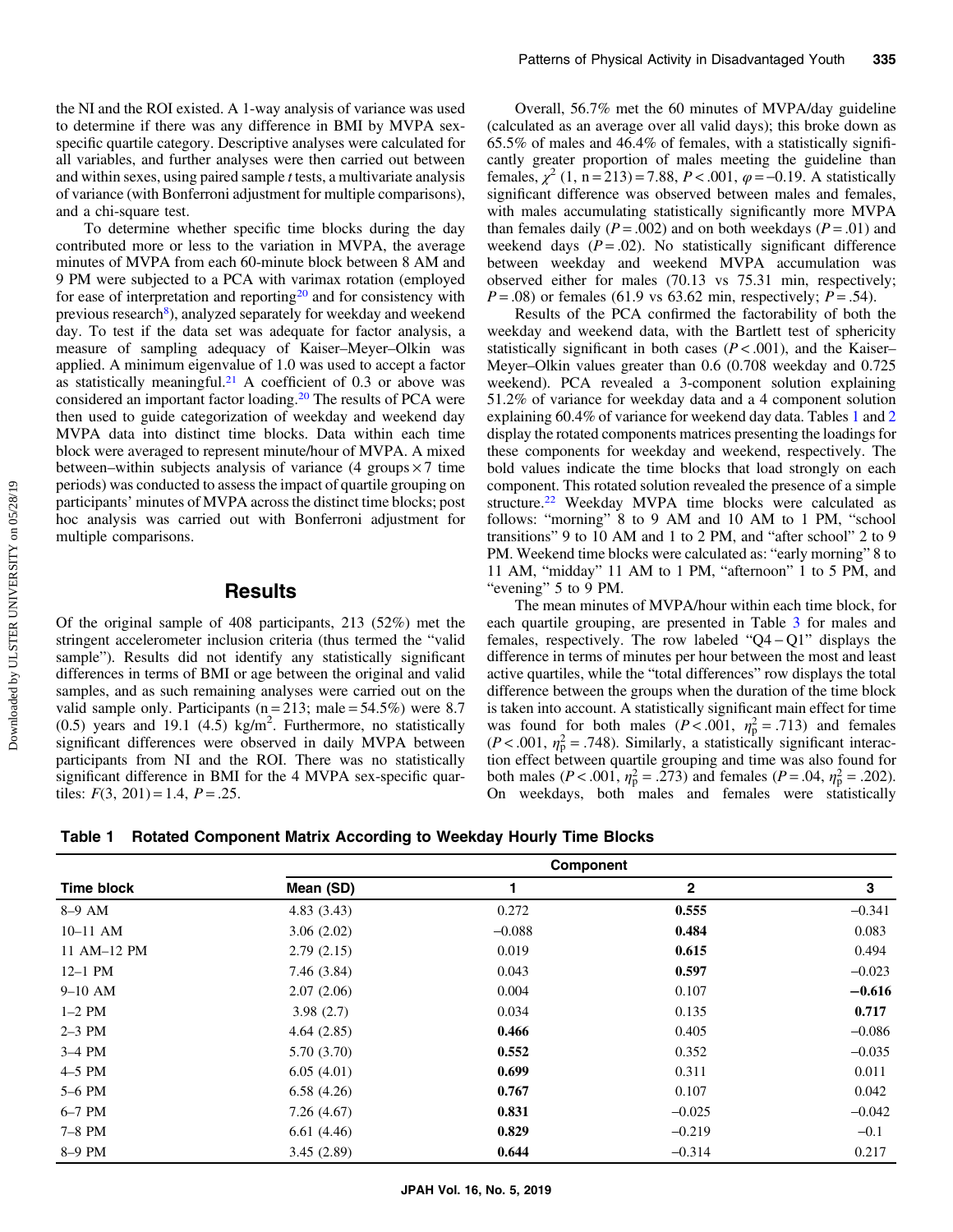the NI and the ROI existed. A 1-way analysis of variance was used to determine if there was any difference in BMI by MVPA sex-specific quartile category. Descriptive analyses were calculated for all variables, and further analyses were then carried out between and within sexes, using paired sample *t* tests, a multivariate analysis of variance (with Bonferroni adjustment for multiple comparisons), and a chi-square test.

To determine whether specific time blocks during the day contributed more or less to the variation in MVPA, the average minutes of MVPA from each 60-minute block between 8 AM and 9 PM were subjected to a PCA with varimax rotation (employed for ease of interpretation and reporting[20] and for consistency with previous research[8]), analyzed separately for weekday and weekend day. To test if the data set was adequate for factor analysis, a measure of sampling adequacy of Kaiser–Meyer–Olkin was applied. A minimum eigenvalue of 1.0 was used to accept a factor as statistically meaningful.[21] A coefficient of 0.3 or above was considered an important factor loading.[20] The results of PCA were then used to guide categorization of weekday and weekend day MVPA data into distinct time blocks. Data within each time block were averaged to represent minute/hour of MVPA. A mixed between–within subjects analysis of variance (4 groups × 7 time periods) was conducted to assess the impact of quartile grouping on participants' minutes of MVPA across the distinct time blocks; post hoc analysis was carried out with Bonferroni adjustment for multiple comparisons.

## Results

Of the original sample of 408 participants, 213 (52%) met the stringent accelerometer inclusion criteria (thus termed the "valid sample"). Results did not identify any statistically significant differences in terms of BMI or age between the original and valid samples, and as such remaining analyses were carried out on the valid sample only. Participants (n = 213; male = 54.5%) were 8.7 (0.5) years and 19.1 (4.5) kg/m$^2$. Furthermore, no statistically significant differences were observed in daily MVPA between participants from NI and the ROI. There was no statistically significant difference in BMI for the 4 MVPA sex-specific quartiles: $F(3, 201) = 1.4$, $P = .25$.

Overall, 56.7% met the 60 minutes of MVPA/day guideline (calculated as an average over all valid days); this broke down as 65.5% of males and 46.4% of females, with a statistically significantly greater proportion of males meeting the guideline than females, $\chi^2$ (1, n = 213) = 7.88, $P < .001$, $\varphi = -0.19$. A statistically significant difference was observed between males and females, with males accumulating statistically significantly more MVPA than females daily ($P = .002$) and on both weekdays ($P = .01$) and weekend days ($P = .02$). No statistically significant difference between weekday and weekend MVPA accumulation was observed either for males (70.13 vs 75.31 min, respectively; $P = .08$) or females (61.9 vs 63.62 min, respectively; $P = .54$).

Results of the PCA confirmed the factorability of both the weekday and weekend data, with the Bartlett test of sphericity statistically significant in both cases ($P < .001$), and the Kaiser–Meyer–Olkin values greater than 0.6 (0.708 weekday and 0.725 weekend). PCA revealed a 3-component solution explaining 51.2% of variance for weekday data and a 4 component solution explaining 60.4% of variance for weekend day data. Tables 1 and 2 display the rotated components matrices presenting the loadings for these components for weekday and weekend, respectively. The bold values indicate the time blocks that load strongly on each component. This rotated solution revealed the presence of a simple structure.[22] Weekday MVPA time blocks were calculated as follows: "morning" 8 to 9 AM and 10 AM to 1 PM, "school transitions" 9 to 10 AM and 1 to 2 PM, and "after school" 2 to 9 PM. Weekend time blocks were calculated as: "early morning" 8 to 11 AM, "midday" 11 AM to 1 PM, "afternoon" 1 to 5 PM, and "evening" 5 to 9 PM.

The mean minutes of MVPA/hour within each time block, for each quartile grouping, are presented in Table 3 for males and females, respectively. The row labeled "Q4 − Q1" displays the difference in terms of minutes per hour between the most and least active quartiles, while the "total differences" row displays the total difference between the groups when the duration of the time block is taken into account. A statistically significant main effect for time was found for both males ($P < .001$, $\eta_p^2 = .713$) and females ($P < .001$, $\eta_p^2 = .748$). Similarly, a statistically significant interaction effect between quartile grouping and time was also found for both males ($P < .001$, $\eta_p^2 = .273$) and females ($P = .04$, $\eta_p^2 = .202$). On weekdays, both males and females were statistically

**Table 1 Rotated Component Matrix According to Weekday Hourly Time Blocks**

| | | Component | | |
|---|---|---|---|---|
| Time block | Mean (SD) | 1 | 2 | 3 |
| 8–9 AM | 4.83 (3.43) | 0.272 | **0.555** | −0.341 |
| 10–11 AM | 3.06 (2.02) | −0.088 | **0.484** | 0.083 |
| 11 AM–12 PM | 2.79 (2.15) | 0.019 | **0.615** | 0.494 |
| 12–1 PM | 7.46 (3.84) | 0.043 | **0.597** | −0.023 |
| 9–10 AM | 2.07 (2.06) | 0.004 | 0.107 | **−0.616** |
| 1–2 PM | 3.98 (2.7) | 0.034 | 0.135 | **0.717** |
| 2–3 PM | 4.64 (2.85) | **0.466** | 0.405 | −0.086 |
| 3–4 PM | 5.70 (3.70) | **0.552** | 0.352 | −0.035 |
| 4–5 PM | 6.05 (4.01) | **0.699** | 0.311 | 0.011 |
| 5–6 PM | 6.58 (4.26) | **0.767** | 0.107 | 0.042 |
| 6–7 PM | 7.26 (4.67) | **0.831** | −0.025 | −0.042 |
| 7–8 PM | 6.61 (4.46) | **0.829** | −0.219 | −0.1 |
| 8–9 PM | 3.45 (2.89) | **0.644** | −0.314 | 0.217 |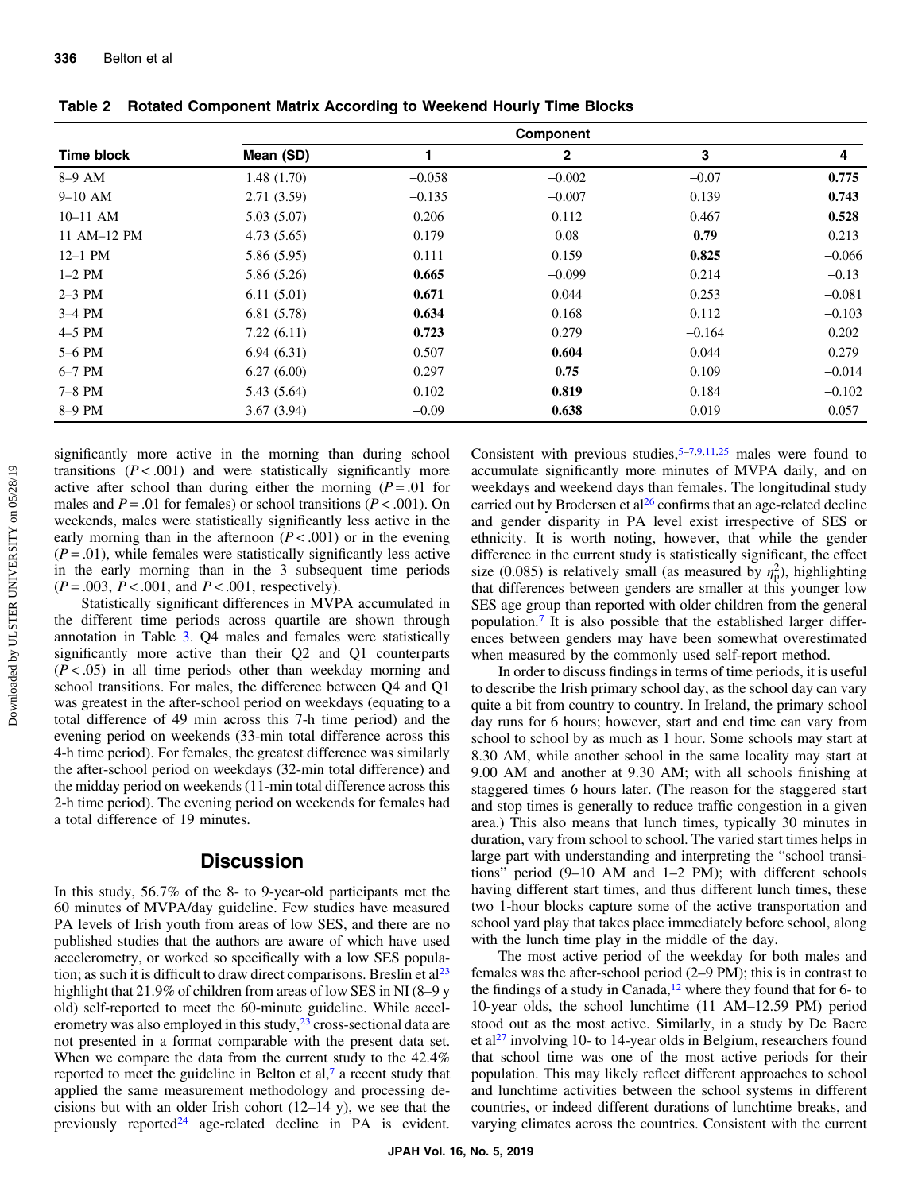**Table 2 Rotated Component Matrix According to Weekend Hourly Time Blocks**

| Time block | Mean (SD) | Component 1 | Component 2 | Component 3 | Component 4 |
|---|---|---|---|---|---|
| 8–9 AM | 1.48 (1.70) | −0.058 | −0.002 | −0.07 | **0.775** |
| 9–10 AM | 2.71 (3.59) | −0.135 | −0.007 | 0.139 | **0.743** |
| 10–11 AM | 5.03 (5.07) | 0.206 | 0.112 | 0.467 | **0.528** |
| 11 AM–12 PM | 4.73 (5.65) | 0.179 | 0.08 | **0.79** | 0.213 |
| 12–1 PM | 5.86 (5.95) | 0.111 | 0.159 | **0.825** | −0.066 |
| 1–2 PM | 5.86 (5.26) | **0.665** | −0.099 | 0.214 | −0.13 |
| 2–3 PM | 6.11 (5.01) | **0.671** | 0.044 | 0.253 | −0.081 |
| 3–4 PM | 6.81 (5.78) | **0.634** | 0.168 | 0.112 | −0.103 |
| 4–5 PM | 7.22 (6.11) | **0.723** | 0.279 | −0.164 | 0.202 |
| 5–6 PM | 6.94 (6.31) | 0.507 | **0.604** | 0.044 | 0.279 |
| 6–7 PM | 6.27 (6.00) | 0.297 | **0.75** | 0.109 | −0.014 |
| 7–8 PM | 5.43 (5.64) | 0.102 | **0.819** | 0.184 | −0.102 |
| 8–9 PM | 3.67 (3.94) | −0.09 | **0.638** | 0.019 | 0.057 |

significantly more active in the morning than during school transitions ($P < .001$) and were statistically significantly more active after school than during either the morning ($P = .01$ for males and $P = .01$ for females) or school transitions ($P < .001$). On weekends, males were statistically significantly less active in the early morning than in the afternoon ($P < .001$) or in the evening ($P = .01$), while females were statistically significantly less active in the early morning than in the 3 subsequent time periods ($P = .003$, $P < .001$, and $P < .001$, respectively).

Statistically significant differences in MVPA accumulated in the different time periods across quartile are shown through annotation in Table 3. Q4 males and females were statistically significantly more active than their Q2 and Q1 counterparts ($P < .05$) in all time periods other than weekday morning and school transitions. For males, the difference between Q4 and Q1 was greatest in the after-school period on weekdays (equating to a total difference of 49 min across this 7-h time period) and the evening period on weekends (33-min total difference across this 4-h time period). For females, the greatest difference was similarly the after-school period on weekdays (32-min total difference) and the midday period on weekends (11-min total difference across this 2-h time period). The evening period on weekends for females had a total difference of 19 minutes.

## Discussion

In this study, 56.7% of the 8- to 9-year-old participants met the 60 minutes of MVPA/day guideline. Few studies have measured PA levels of Irish youth from areas of low SES, and there are no published studies that the authors are aware of which have used accelerometry, or worked so specifically with a low SES population; as such it is difficult to draw direct comparisons. Breslin et al[23] highlight that 21.9% of children from areas of low SES in NI (8–9 y old) self-reported to meet the 60-minute guideline. While accelerometry was also employed in this study,[23] cross-sectional data are not presented in a format comparable with the present data set. When we compare the data from the current study to the 42.4% reported to meet the guideline in Belton et al,[7] a recent study that applied the same measurement methodology and processing decisions but with an older Irish cohort (12–14 y), we see that the previously reported[24] age-related decline in PA is evident. Consistent with previous studies,[5–7,9,11,25] males were found to accumulate significantly more minutes of MVPA daily, and on weekdays and weekend days than females. The longitudinal study carried out by Brodersen et al[26] confirms that an age-related decline and gender disparity in PA level exist irrespective of SES or ethnicity. It is worth noting, however, that while the gender difference in the current study is statistically significant, the effect size (0.085) is relatively small (as measured by $\eta_p^2$), highlighting that differences between genders are smaller at this younger low SES age group than reported with older children from the general population.[7] It is also possible that the established larger differences between genders may have been somewhat overestimated when measured by the commonly used self-report method.

In order to discuss findings in terms of time periods, it is useful to describe the Irish primary school day, as the school day can vary quite a bit from country to country. In Ireland, the primary school day runs for 6 hours; however, start and end time can vary from school to school by as much as 1 hour. Some schools may start at 8.30 AM, while another school in the same locality may start at 9.00 AM and another at 9.30 AM; with all schools finishing at staggered times 6 hours later. (The reason for the staggered start and stop times is generally to reduce traffic congestion in a given area.) This also means that lunch times, typically 30 minutes in duration, vary from school to school. The varied start times helps in large part with understanding and interpreting the "school transitions" period (9–10 AM and 1–2 PM); with different schools having different start times, and thus different lunch times, these two 1-hour blocks capture some of the active transportation and school yard play that takes place immediately before school, along with the lunch time play in the middle of the day.

The most active period of the weekday for both males and females was the after-school period (2–9 PM); this is in contrast to the findings of a study in Canada,[12] where they found that for 6- to 10-year olds, the school lunchtime (11 AM–12.59 PM) period stood out as the most active. Similarly, in a study by De Baere et al[27] involving 10- to 14-year olds in Belgium, researchers found that school time was one of the most active periods for their population. This may likely reflect different approaches to school and lunchtime activities between the school systems in different countries, or indeed different durations of lunchtime breaks, and varying climates across the countries. Consistent with the current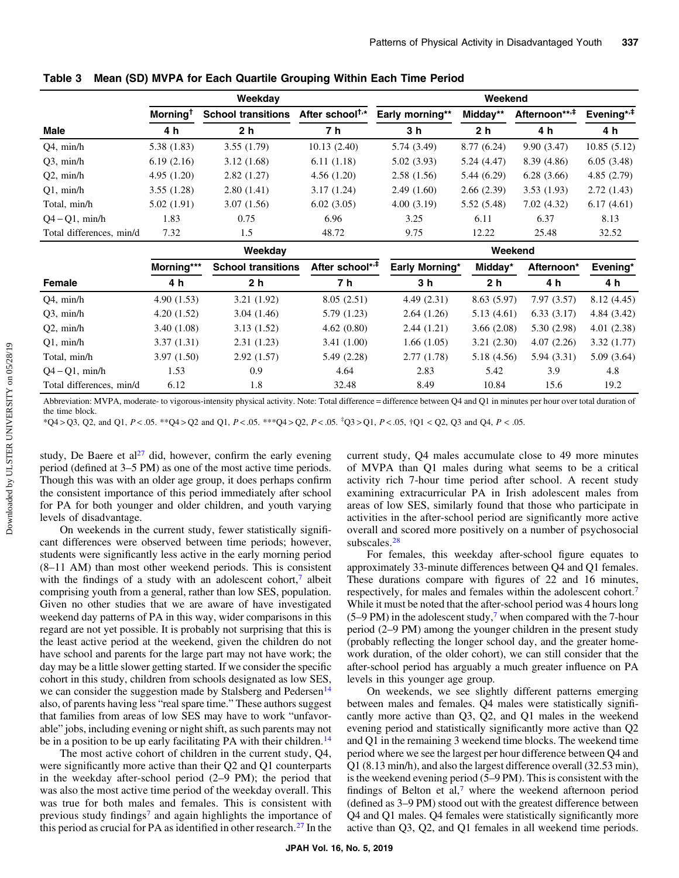**Table 3 Mean (SD) MVPA for Each Quartile Grouping Within Each Time Period**

| | Weekday | | | Weekend | | | |
|---|---|---|---|---|---|---|---|
| | Morning† | School transitions | After school†,* | Early morning** | Midday** | Afternoon**,‡ | Evening*,‡ |
| **Male** | **4 h** | **2 h** | **7 h** | **3 h** | **2 h** | **4 h** | **4 h** |
| Q4, min/h | 5.38 (1.83) | 3.55 (1.79) | 10.13 (2.40) | 5.74 (3.49) | 8.77 (6.24) | 9.90 (3.47) | 10.85 (5.12) |
| Q3, min/h | 6.19 (2.16) | 3.12 (1.68) | 6.11 (1.18) | 5.02 (3.93) | 5.24 (4.47) | 8.39 (4.86) | 6.05 (3.48) |
| Q2, min/h | 4.95 (1.20) | 2.82 (1.27) | 4.56 (1.20) | 2.58 (1.56) | 5.44 (6.29) | 6.28 (3.66) | 4.85 (2.79) |
| Q1, min/h | 3.55 (1.28) | 2.80 (1.41) | 3.17 (1.24) | 2.49 (1.60) | 2.66 (2.39) | 3.53 (1.93) | 2.72 (1.43) |
| Total, min/h | 5.02 (1.91) | 3.07 (1.56) | 6.02 (3.05) | 4.00 (3.19) | 5.52 (5.48) | 7.02 (4.32) | 6.17 (4.61) |
| Q4 − Q1, min/h | 1.83 | 0.75 | 6.96 | 3.25 | 6.11 | 6.37 | 8.13 |
| Total differences, min/d | 7.32 | 1.5 | 48.72 | 9.75 | 12.22 | 25.48 | 32.52 |
| | **Weekday** | | | **Weekend** | | | |
| | Morning*** | School transitions | After school*,‡ | Early Morning* | Midday* | Afternoon* | Evening* |
| **Female** | **4 h** | **2 h** | **7 h** | **3 h** | **2 h** | **4 h** | **4 h** |
| Q4, min/h | 4.90 (1.53) | 3.21 (1.92) | 8.05 (2.51) | 4.49 (2.31) | 8.63 (5.97) | 7.97 (3.57) | 8.12 (4.45) |
| Q3, min/h | 4.20 (1.52) | 3.04 (1.46) | 5.79 (1.23) | 2.64 (1.26) | 5.13 (4.61) | 6.33 (3.17) | 4.84 (3.42) |
| Q2, min/h | 3.40 (1.08) | 3.13 (1.52) | 4.62 (0.80) | 2.44 (1.21) | 3.66 (2.08) | 5.30 (2.98) | 4.01 (2.38) |
| Q1, min/h | 3.37 (1.31) | 2.31 (1.23) | 3.41 (1.00) | 1.66 (1.05) | 3.21 (2.30) | 4.07 (2.26) | 3.32 (1.77) |
| Total, min/h | 3.97 (1.50) | 2.92 (1.57) | 5.49 (2.28) | 2.77 (1.78) | 5.18 (4.56) | 5.94 (3.31) | 5.09 (3.64) |
| Q4 − Q1, min/h | 1.53 | 0.9 | 4.64 | 2.83 | 5.42 | 3.9 | 4.8 |
| Total differences, min/d | 6.12 | 1.8 | 32.48 | 8.49 | 10.84 | 15.6 | 19.2 |

Abbreviation: MVPA, moderate- to vigorous-intensity physical activity. Note: Total difference = difference between Q4 and Q1 in minutes per hour over total duration of the time block.
*Q4 > Q3, Q2, and Q1, $P < .05$. **Q4 > Q2 and Q1, $P < .05$. ***Q4 > Q2, $P < .05$. ‡Q3 > Q1, $P < .05$, †Q1 < Q2, Q3 and Q4, $P < .05$.

study, De Baere et al[27] did, however, confirm the early evening period (defined at 3–5 PM) as one of the most active time periods. Though this was with an older age group, it does perhaps confirm the consistent importance of this period immediately after school for PA for both younger and older children, and youth varying levels of disadvantage.

On weekends in the current study, fewer statistically significant differences were observed between time periods; however, students were significantly less active in the early morning period (8–11 AM) than most other weekend periods. This is consistent with the findings of a study with an adolescent cohort,[7] albeit comprising youth from a general, rather than low SES, population. Given no other studies that we are aware of have investigated weekend day patterns of PA in this way, wider comparisons in this regard are not yet possible. It is probably not surprising that this is the least active period at the weekend, given the children do not have school and parents for the large part may not have work; the day may be a little slower getting started. If we consider the specific cohort in this study, children from schools designated as low SES, we can consider the suggestion made by Stalsberg and Pedersen[14] also, of parents having less "real spare time." These authors suggest that families from areas of low SES may have to work "unfavorable" jobs, including evening or night shift, as such parents may not be in a position to be up early facilitating PA with their children.[14]

The most active cohort of children in the current study, Q4, were significantly more active than their Q2 and Q1 counterparts in the weekday after-school period (2–9 PM); the period that was also the most active time period of the weekday overall. This was true for both males and females. This is consistent with previous study findings[7] and again highlights the importance of this period as crucial for PA as identified in other research.[27] In the current study, Q4 males accumulate close to 49 more minutes of MVPA than Q1 males during what seems to be a critical activity rich 7-hour time period after school. A recent study examining extracurricular PA in Irish adolescent males from areas of low SES, similarly found that those who participate in activities in the after-school period are significantly more active overall and scored more positively on a number of psychosocial subscales.[28]

For females, this weekday after-school figure equates to approximately 33-minute differences between Q4 and Q1 females. These durations compare with figures of 22 and 16 minutes, respectively, for males and females within the adolescent cohort.[7] While it must be noted that the after-school period was 4 hours long (5–9 PM) in the adolescent study,[7] when compared with the 7-hour period (2–9 PM) among the younger children in the present study (probably reflecting the longer school day, and the greater homework duration, of the older cohort), we can still consider that the after-school period has arguably a much greater influence on PA levels in this younger age group.

On weekends, we see slightly different patterns emerging between males and females. Q4 males were statistically significantly more active than Q3, Q2, and Q1 males in the weekend evening period and statistically significantly more active than Q2 and Q1 in the remaining 3 weekend time blocks. The weekend time period where we see the largest per hour difference between Q4 and Q1 (8.13 min/h), and also the largest difference overall (32.53 min), is the weekend evening period (5–9 PM). This is consistent with the findings of Belton et al,[7] where the weekend afternoon period (defined as 3–9 PM) stood out with the greatest difference between Q4 and Q1 males. Q4 females were statistically significantly more active than Q3, Q2, and Q1 females in all weekend time periods.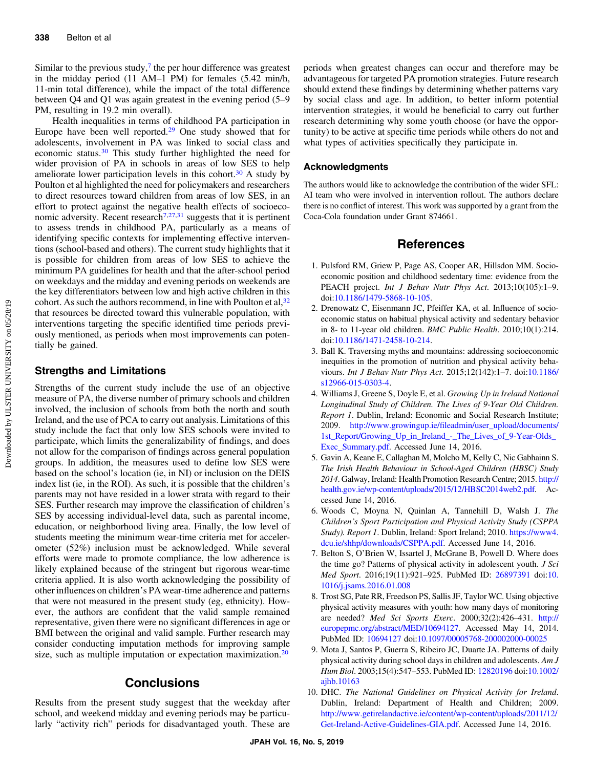Similar to the previous study,[7] the per hour difference was greatest in the midday period (11 AM–1 PM) for females (5.42 min/h, 11-min total difference), while the impact of the total difference between Q4 and Q1 was again greatest in the evening period (5–9 PM, resulting in 19.2 min overall).

Health inequalities in terms of childhood PA participation in Europe have been well reported.[29] One study showed that for adolescents, involvement in PA was linked to social class and economic status.[30] This study further highlighted the need for wider provision of PA in schools in areas of low SES to help ameliorate lower participation levels in this cohort.[30] A study by Poulton et al highlighted the need for policymakers and researchers to direct resources toward children from areas of low SES, in an effort to protect against the negative health effects of socioeconomic adversity. Recent research[7,27,31] suggests that it is pertinent to assess trends in childhood PA, particularly as a means of identifying specific contexts for implementing effective interventions (school-based and others). The current study highlights that it is possible for children from areas of low SES to achieve the minimum PA guidelines for health and that the after-school period on weekdays and the midday and evening periods on weekends are the key differentiators between low and high active children in this cohort. As such the authors recommend, in line with Poulton et al,[32] that resources be directed toward this vulnerable population, with interventions targeting the specific identified time periods previously mentioned, as periods when most improvements can potentially be gained.

## Strengths and Limitations

Strengths of the current study include the use of an objective measure of PA, the diverse number of primary schools and children involved, the inclusion of schools from both the north and south Ireland, and the use of PCA to carry out analysis. Limitations of this study include the fact that only low SES schools were invited to participate, which limits the generalizability of findings, and does not allow for the comparison of findings across general population groups. In addition, the measures used to define low SES were based on the school's location (ie, in NI) or inclusion on the DEIS index list (ie, in the ROI). As such, it is possible that the children's parents may not have resided in a lower strata with regard to their SES. Further research may improve the classification of children's SES by accessing individual-level data, such as parental income, education, or neighborhood living area. Finally, the low level of students meeting the minimum wear-time criteria met for accelerometer (52%) inclusion must be acknowledged. While several efforts were made to promote compliance, the low adherence is likely explained because of the stringent but rigorous wear-time criteria applied. It is also worth acknowledging the possibility of other influences on children's PA wear-time adherence and patterns that were not measured in the present study (eg, ethnicity). However, the authors are confident that the valid sample remained representative, given there were no significant differences in age or BMI between the original and valid sample. Further research may consider conducting imputation methods for improving sample size, such as multiple imputation or expectation maximization.[20]

# Conclusions

Results from the present study suggest that the weekday after school, and weekend midday and evening periods may be particularly "activity rich" periods for disadvantaged youth. These are periods when greatest changes can occur and therefore may be advantageous for targeted PA promotion strategies. Future research should extend these findings by determining whether patterns vary by social class and age. In addition, to better inform potential intervention strategies, it would be beneficial to carry out further research determining why some youth choose (or have the opportunity) to be active at specific time periods while others do not and what types of activities specifically they participate in.

## Acknowledgments

The authors would like to acknowledge the contribution of the wider SFL: AI team who were involved in intervention rollout. The authors declare there is no conflict of interest. This work was supported by a grant from the Coca-Cola foundation under Grant 874661.

# References

1. Pulsford RM, Griew P, Page AS, Cooper AR, Hillsdon MM. Socioeconomic position and childhood sedentary time: evidence from the PEACH project. *Int J Behav Nutr Phys Act*. 2013;10(105):1–9. doi:10.1186/1479-5868-10-105.
2. Drenowatz C, Eisenmann JC, Pfeiffer KA, et al. Influence of socioeconomic status on habitual physical activity and sedentary behavior in 8- to 11-year old children. *BMC Public Health*. 2010;10(1):214. doi:10.1186/1471-2458-10-214.
3. Ball K. Traversing myths and mountains: addressing socioeconomic inequities in the promotion of nutrition and physical activity behaviours. *Int J Behav Nutr Phys Act*. 2015;12(142):1–7. doi:10.1186/s12966-015-0303-4.
4. Williams J, Greene S, Doyle E, et al. *Growing Up in Ireland National Longitudinal Study of Children. The Lives of 9-Year Old Children. Report 1*. Dublin, Ireland: Economic and Social Research Institute; 2009. http://www.growingup.ie/fileadmin/user_upload/documents/1st_Report/Growing_Up_in_Ireland_-_The_Lives_of_9-Year-Olds_Exec_Summary.pdf. Accessed June 14, 2016.
5. Gavin A, Keane E, Callaghan M, Molcho M, Kelly C, Nic Gabhainn S. *The Irish Health Behaviour in School-Aged Children (HBSC) Study 2014*. Galway, Ireland: Health Promotion Research Centre; 2015. http://health.gov.ie/wp-content/uploads/2015/12/HBSC2014web2.pdf. Accessed June 14, 2016.
6. Woods C, Moyna N, Quinlan A, Tannehill D, Walsh J. *The Children's Sport Participation and Physical Activity Study (CSPPA Study). Report 1*. Dublin, Ireland: Sport Ireland; 2010. https://www4.dcu.ie/shhp/downloads/CSPPA.pdf. Accessed June 14, 2016.
7. Belton S, O'Brien W, Issartel J, McGrane B, Powell D. Where does the time go? Patterns of physical activity in adolescent youth. *J Sci Med Sport*. 2016;19(11):921–925. PubMed ID: 26897391 doi:10.1016/j.jsams.2016.01.008
8. Trost SG, Pate RR, Freedson PS, Sallis JF, Taylor WC. Using objective physical activity measures with youth: how many days of monitoring are needed? *Med Sci Sports Exerc*. 2000;32(2):426–431. http://europepmc.org/abstract/MED/10694127. Accessed May 14, 2014. PubMed ID: 10694127 doi:10.1097/00005768-200002000-00025
9. Mota J, Santos P, Guerra S, Ribeiro JC, Duarte JA. Patterns of daily physical activity during school days in children and adolescents. *Am J Hum Biol*. 2003;15(4):547–553. PubMed ID: 12820196 doi:10.1002/ajhb.10163
10. DHC. *The National Guidelines on Physical Activity for Ireland*. Dublin, Ireland: Department of Health and Children; 2009. http://www.getirelandactive.ie/content/wp-content/uploads/2011/12/Get-Ireland-Active-Guidelines-GIA.pdf. Accessed June 14, 2016.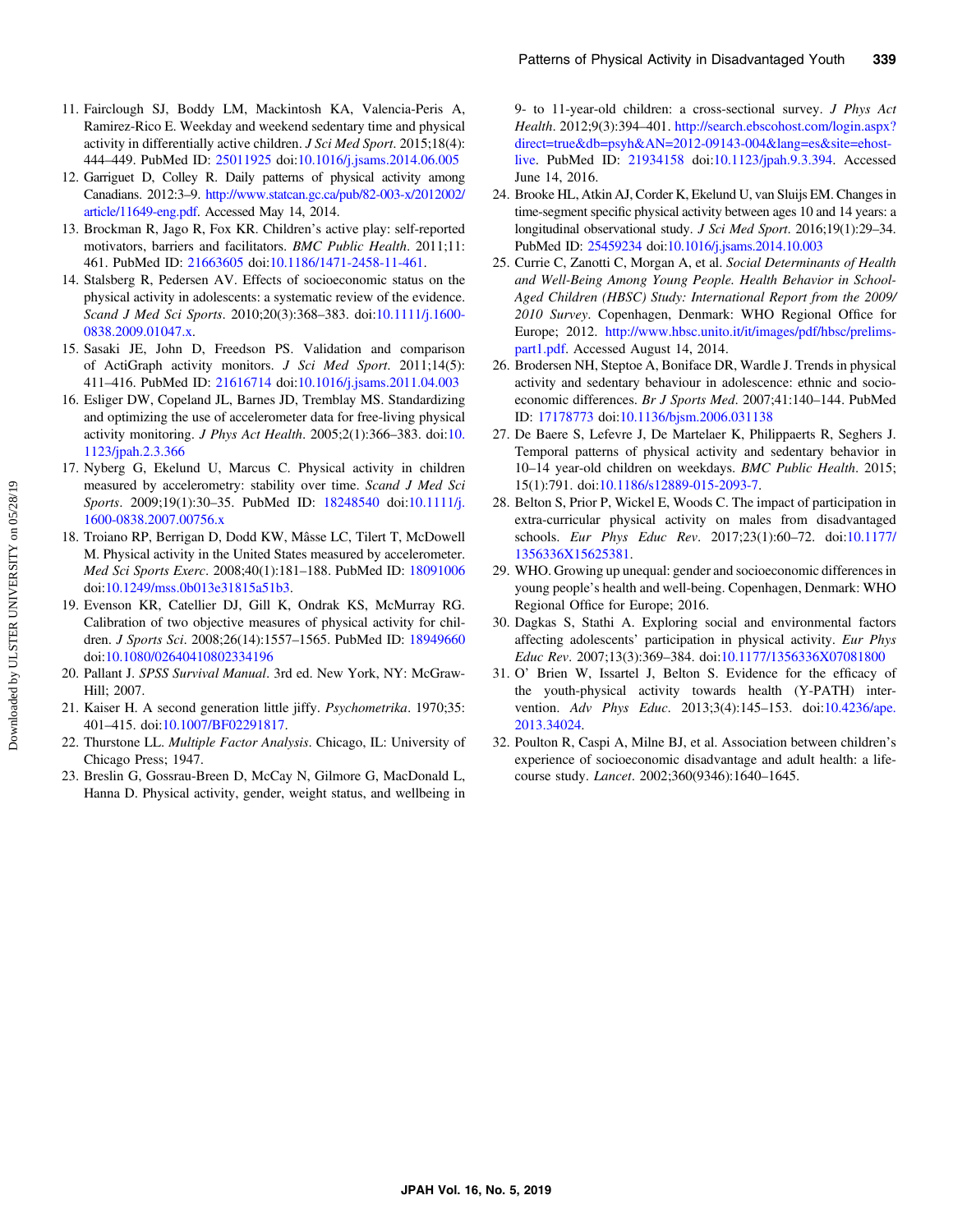11. Fairclough SJ, Boddy LM, Mackintosh KA, Valencia-Peris A, Ramirez-Rico E. Weekday and weekend sedentary time and physical activity in differentially active children. *J Sci Med Sport*. 2015;18(4): 444–449. PubMed ID: 25011925 doi:10.1016/j.jsams.2014.06.005
12. Garriguet D, Colley R. Daily patterns of physical activity among Canadians. 2012:3–9. http://www.statcan.gc.ca/pub/82-003-x/2012002/article/11649-eng.pdf. Accessed May 14, 2014.
13. Brockman R, Jago R, Fox KR. Children's active play: self-reported motivators, barriers and facilitators. *BMC Public Health*. 2011;11: 461. PubMed ID: 21663605 doi:10.1186/1471-2458-11-461.
14. Stalsberg R, Pedersen AV. Effects of socioeconomic status on the physical activity in adolescents: a systematic review of the evidence. *Scand J Med Sci Sports*. 2010;20(3):368–383. doi:10.1111/j.1600-0838.2009.01047.x.
15. Sasaki JE, John D, Freedson PS. Validation and comparison of ActiGraph activity monitors. *J Sci Med Sport*. 2011;14(5): 411–416. PubMed ID: 21616714 doi:10.1016/j.jsams.2011.04.003
16. Esliger DW, Copeland JL, Barnes JD, Tremblay MS. Standardizing and optimizing the use of accelerometer data for free-living physical activity monitoring. *J Phys Act Health*. 2005;2(1):366–383. doi:10.1123/jpah.2.3.366
17. Nyberg G, Ekelund U, Marcus C. Physical activity in children measured by accelerometry: stability over time. *Scand J Med Sci Sports*. 2009;19(1):30–35. PubMed ID: 18248540 doi:10.1111/j.1600-0838.2007.00756.x
18. Troiano RP, Berrigan D, Dodd KW, Mâsse LC, Tilert T, McDowell M. Physical activity in the United States measured by accelerometer. *Med Sci Sports Exerc*. 2008;40(1):181–188. PubMed ID: 18091006 doi:10.1249/mss.0b013e31815a51b3.
19. Evenson KR, Catellier DJ, Gill K, Ondrak KS, McMurray RG. Calibration of two objective measures of physical activity for children. *J Sports Sci*. 2008;26(14):1557–1565. PubMed ID: 18949660 doi:10.1080/02640410802334196
20. Pallant J. *SPSS Survival Manual*. 3rd ed. New York, NY: McGraw-Hill; 2007.
21. Kaiser H. A second generation little jiffy. *Psychometrika*. 1970;35: 401–415. doi:10.1007/BF02291817.
22. Thurstone LL. *Multiple Factor Analysis*. Chicago, IL: University of Chicago Press; 1947.
23. Breslin G, Gossrau-Breen D, McCay N, Gilmore G, MacDonald L, Hanna D. Physical activity, gender, weight status, and wellbeing in 9- to 11-year-old children: a cross-sectional survey. *J Phys Act Health*. 2012;9(3):394–401. http://search.ebscohost.com/login.aspx?direct=true&db=psyh&AN=2012-09143-004&lang=es&site=ehost-live. PubMed ID: 21934158 doi:10.1123/jpah.9.3.394. Accessed June 14, 2016.
24. Brooke HL, Atkin AJ, Corder K, Ekelund U, van Sluijs EM. Changes in time-segment specific physical activity between ages 10 and 14 years: a longitudinal observational study. *J Sci Med Sport*. 2016;19(1):29–34. PubMed ID: 25459234 doi:10.1016/j.jsams.2014.10.003
25. Currie C, Zanotti C, Morgan A, et al. *Social Determinants of Health and Well-Being Among Young People. Health Behavior in School-Aged Children (HBSC) Study: International Report from the 2009/2010 Survey*. Copenhagen, Denmark: WHO Regional Office for Europe; 2012. http://www.hbsc.unito.it/it/images/pdf/hbsc/prelims-part1.pdf. Accessed August 14, 2014.
26. Brodersen NH, Steptoe A, Boniface DR, Wardle J. Trends in physical activity and sedentary behaviour in adolescence: ethnic and socio-economic differences. *Br J Sports Med*. 2007;41:140–144. PubMed ID: 17178773 doi:10.1136/bjsm.2006.031138
27. De Baere S, Lefevre J, De Martelaer K, Philippaerts R, Seghers J. Temporal patterns of physical activity and sedentary behavior in 10–14 year-old children on weekdays. *BMC Public Health*. 2015; 15(1):791. doi:10.1186/s12889-015-2093-7.
28. Belton S, Prior P, Wickel E, Woods C. The impact of participation in extra-curricular physical activity on males from disadvantaged schools. *Eur Phys Educ Rev*. 2017;23(1):60–72. doi:10.1177/1356336X15625381.
29. WHO. Growing up unequal: gender and socioeconomic differences in young people's health and well-being. Copenhagen, Denmark: WHO Regional Office for Europe; 2016.
30. Dagkas S, Stathi A. Exploring social and environmental factors affecting adolescents' participation in physical activity. *Eur Phys Educ Rev*. 2007;13(3):369–384. doi:10.1177/1356336X07081800
31. O' Brien W, Issartel J, Belton S. Evidence for the efficacy of the youth-physical activity towards health (Y-PATH) intervention. *Adv Phys Educ*. 2013;3(4):145–153. doi:10.4236/ape.2013.34024.
32. Poulton R, Caspi A, Milne BJ, et al. Association between children's experience of socioeconomic disadvantage and adult health: a life-course study. *Lancet*. 2002;360(9346):1640–1645.